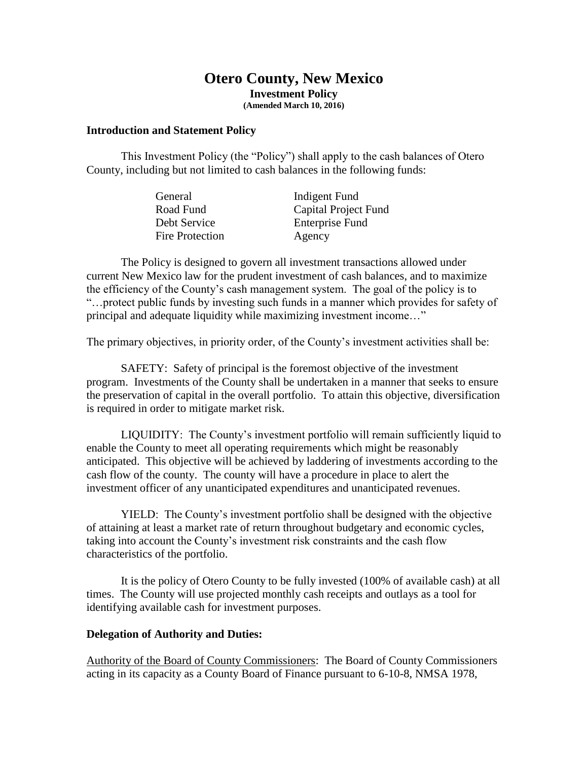# Otero County, New Mexico

**Investment Policy**

**(Amended March 10, 2016)**

## Introduction and Statement Policy

This Investment Policy (the "Policy") shall apply to the cash balances of Otero County, including but not limited to cash balances in the following funds:

| | |
|---|---|
| General | Indigent Fund |
| Road Fund | Capital Project Fund |
| Debt Service | Enterprise Fund |
| Fire Protection | Agency |

The Policy is designed to govern all investment transactions allowed under current New Mexico law for the prudent investment of cash balances, and to maximize the efficiency of the County's cash management system. The goal of the policy is to "…protect public funds by investing such funds in a manner which provides for safety of principal and adequate liquidity while maximizing investment income…"

The primary objectives, in priority order, of the County's investment activities shall be:

SAFETY: Safety of principal is the foremost objective of the investment program. Investments of the County shall be undertaken in a manner that seeks to ensure the preservation of capital in the overall portfolio. To attain this objective, diversification is required in order to mitigate market risk.

LIQUIDITY: The County's investment portfolio will remain sufficiently liquid to enable the County to meet all operating requirements which might be reasonably anticipated. This objective will be achieved by laddering of investments according to the cash flow of the county. The county will have a procedure in place to alert the investment officer of any unanticipated expenditures and unanticipated revenues.

YIELD: The County's investment portfolio shall be designed with the objective of attaining at least a market rate of return throughout budgetary and economic cycles, taking into account the County's investment risk constraints and the cash flow characteristics of the portfolio.

It is the policy of Otero County to be fully invested (100% of available cash) at all times. The County will use projected monthly cash receipts and outlays as a tool for identifying available cash for investment purposes.

## Delegation of Authority and Duties:

Authority of the Board of County Commissioners: The Board of County Commissioners acting in its capacity as a County Board of Finance pursuant to 6-10-8, NMSA 1978,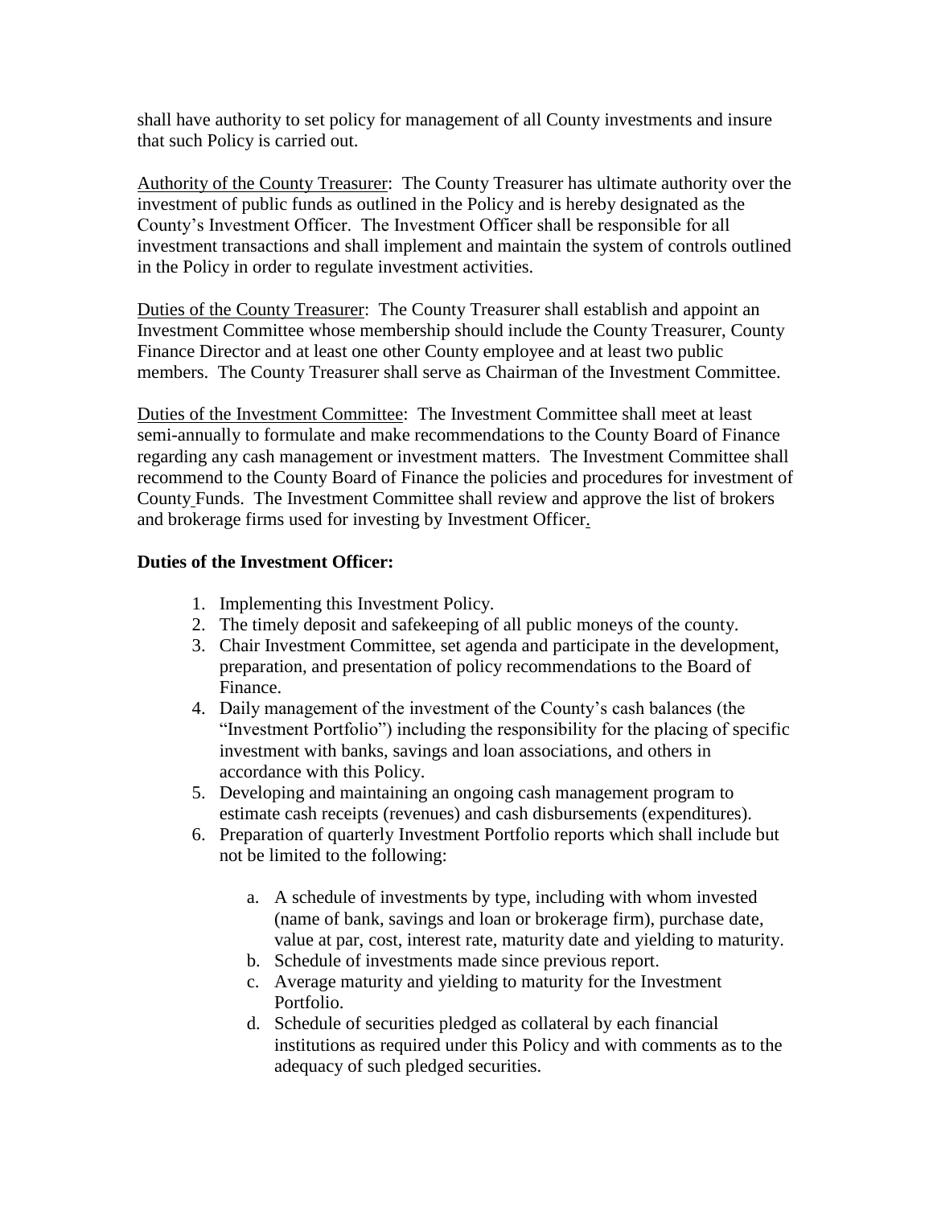shall have authority to set policy for management of all County investments and insure that such Policy is carried out.

Authority of the County Treasurer: The County Treasurer has ultimate authority over the investment of public funds as outlined in the Policy and is hereby designated as the County's Investment Officer. The Investment Officer shall be responsible for all investment transactions and shall implement and maintain the system of controls outlined in the Policy in order to regulate investment activities.

Duties of the County Treasurer: The County Treasurer shall establish and appoint an Investment Committee whose membership should include the County Treasurer, County Finance Director and at least one other County employee and at least two public members. The County Treasurer shall serve as Chairman of the Investment Committee.

Duties of the Investment Committee: The Investment Committee shall meet at least semi-annually to formulate and make recommendations to the County Board of Finance regarding any cash management or investment matters. The Investment Committee shall recommend to the County Board of Finance the policies and procedures for investment of County Funds. The Investment Committee shall review and approve the list of brokers and brokerage firms used for investing by Investment Officer.

**Duties of the Investment Officer:**

1. Implementing this Investment Policy.
2. The timely deposit and safekeeping of all public moneys of the county.
3. Chair Investment Committee, set agenda and participate in the development, preparation, and presentation of policy recommendations to the Board of Finance.
4. Daily management of the investment of the County's cash balances (the "Investment Portfolio") including the responsibility for the placing of specific investment with banks, savings and loan associations, and others in accordance with this Policy.
5. Developing and maintaining an ongoing cash management program to estimate cash receipts (revenues) and cash disbursements (expenditures).
6. Preparation of quarterly Investment Portfolio reports which shall include but not be limited to the following:
    a. A schedule of investments by type, including with whom invested (name of bank, savings and loan or brokerage firm), purchase date, value at par, cost, interest rate, maturity date and yielding to maturity.
    b. Schedule of investments made since previous report.
    c. Average maturity and yielding to maturity for the Investment Portfolio.
    d. Schedule of securities pledged as collateral by each financial institutions as required under this Policy and with comments as to the adequacy of such pledged securities.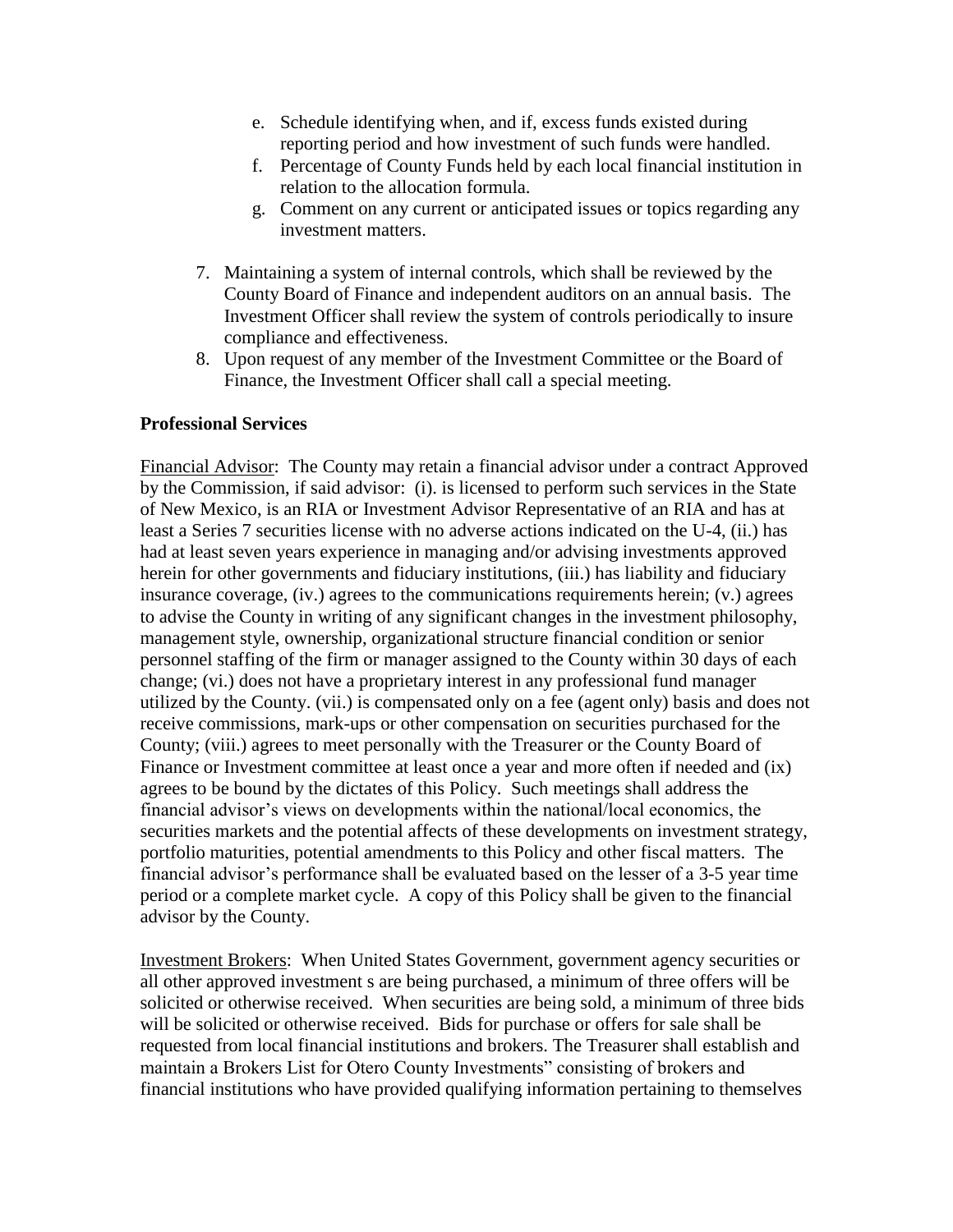e. Schedule identifying when, and if, excess funds existed during reporting period and how investment of such funds were handled.
   f. Percentage of County Funds held by each local financial institution in relation to the allocation formula.
   g. Comment on any current or anticipated issues or topics regarding any investment matters.

7. Maintaining a system of internal controls, which shall be reviewed by the County Board of Finance and independent auditors on an annual basis. The Investment Officer shall review the system of controls periodically to insure compliance and effectiveness.
8. Upon request of any member of the Investment Committee or the Board of Finance, the Investment Officer shall call a special meeting.

**Professional Services**

Financial Advisor: The County may retain a financial advisor under a contract Approved by the Commission, if said advisor: (i). is licensed to perform such services in the State of New Mexico, is an RIA or Investment Advisor Representative of an RIA and has at least a Series 7 securities license with no adverse actions indicated on the U-4, (ii.) has had at least seven years experience in managing and/or advising investments approved herein for other governments and fiduciary institutions, (iii.) has liability and fiduciary insurance coverage, (iv.) agrees to the communications requirements herein; (v.) agrees to advise the County in writing of any significant changes in the investment philosophy, management style, ownership, organizational structure financial condition or senior personnel staffing of the firm or manager assigned to the County within 30 days of each change; (vi.) does not have a proprietary interest in any professional fund manager utilized by the County. (vii.) is compensated only on a fee (agent only) basis and does not receive commissions, mark-ups or other compensation on securities purchased for the County; (viii.) agrees to meet personally with the Treasurer or the County Board of Finance or Investment committee at least once a year and more often if needed and (ix) agrees to be bound by the dictates of this Policy. Such meetings shall address the financial advisor's views on developments within the national/local economics, the securities markets and the potential affects of these developments on investment strategy, portfolio maturities, potential amendments to this Policy and other fiscal matters. The financial advisor's performance shall be evaluated based on the lesser of a 3-5 year time period or a complete market cycle. A copy of this Policy shall be given to the financial advisor by the County.

Investment Brokers: When United States Government, government agency securities or all other approved investment s are being purchased, a minimum of three offers will be solicited or otherwise received. When securities are being sold, a minimum of three bids will be solicited or otherwise received. Bids for purchase or offers for sale shall be requested from local financial institutions and brokers. The Treasurer shall establish and maintain a Brokers List for Otero County Investments" consisting of brokers and financial institutions who have provided qualifying information pertaining to themselves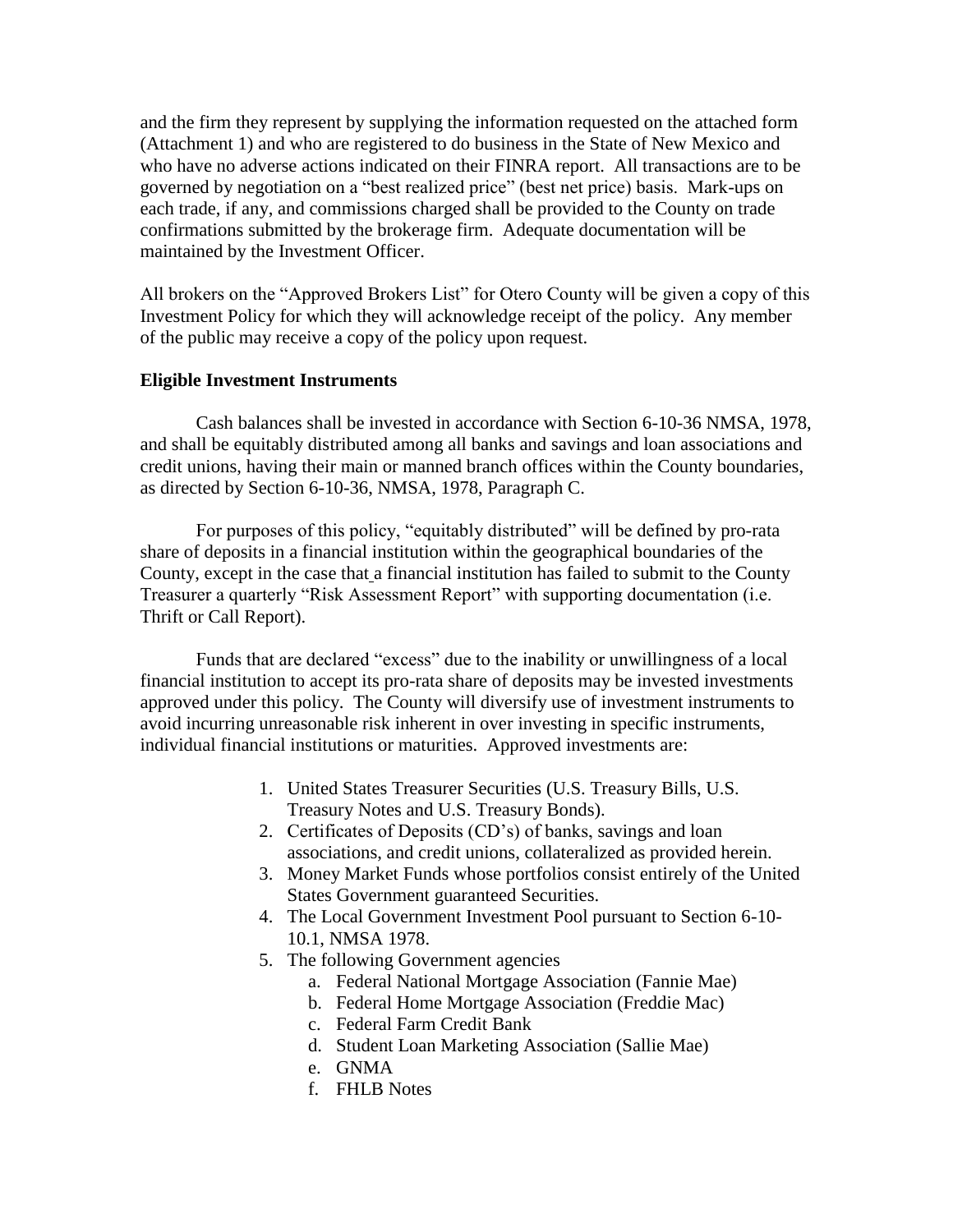and the firm they represent by supplying the information requested on the attached form (Attachment 1) and who are registered to do business in the State of New Mexico and who have no adverse actions indicated on their FINRA report. All transactions are to be governed by negotiation on a "best realized price" (best net price) basis. Mark-ups on each trade, if any, and commissions charged shall be provided to the County on trade confirmations submitted by the brokerage firm. Adequate documentation will be maintained by the Investment Officer.

All brokers on the "Approved Brokers List" for Otero County will be given a copy of this Investment Policy for which they will acknowledge receipt of the policy. Any member of the public may receive a copy of the policy upon request.

**Eligible Investment Instruments**

Cash balances shall be invested in accordance with Section 6-10-36 NMSA, 1978, and shall be equitably distributed among all banks and savings and loan associations and credit unions, having their main or manned branch offices within the County boundaries, as directed by Section 6-10-36, NMSA, 1978, Paragraph C.

For purposes of this policy, "equitably distributed" will be defined by pro-rata share of deposits in a financial institution within the geographical boundaries of the County, except in the case that a financial institution has failed to submit to the County Treasurer a quarterly "Risk Assessment Report" with supporting documentation (i.e. Thrift or Call Report).

Funds that are declared "excess" due to the inability or unwillingness of a local financial institution to accept its pro-rata share of deposits may be invested investments approved under this policy. The County will diversify use of investment instruments to avoid incurring unreasonable risk inherent in over investing in specific instruments, individual financial institutions or maturities. Approved investments are:

1. United States Treasurer Securities (U.S. Treasury Bills, U.S. Treasury Notes and U.S. Treasury Bonds).
2. Certificates of Deposits (CD's) of banks, savings and loan associations, and credit unions, collateralized as provided herein.
3. Money Market Funds whose portfolios consist entirely of the United States Government guaranteed Securities.
4. The Local Government Investment Pool pursuant to Section 6-10-10.1, NMSA 1978.
5. The following Government agencies
   a. Federal National Mortgage Association (Fannie Mae)
   b. Federal Home Mortgage Association (Freddie Mac)
   c. Federal Farm Credit Bank
   d. Student Loan Marketing Association (Sallie Mae)
   e. GNMA
   f. FHLB Notes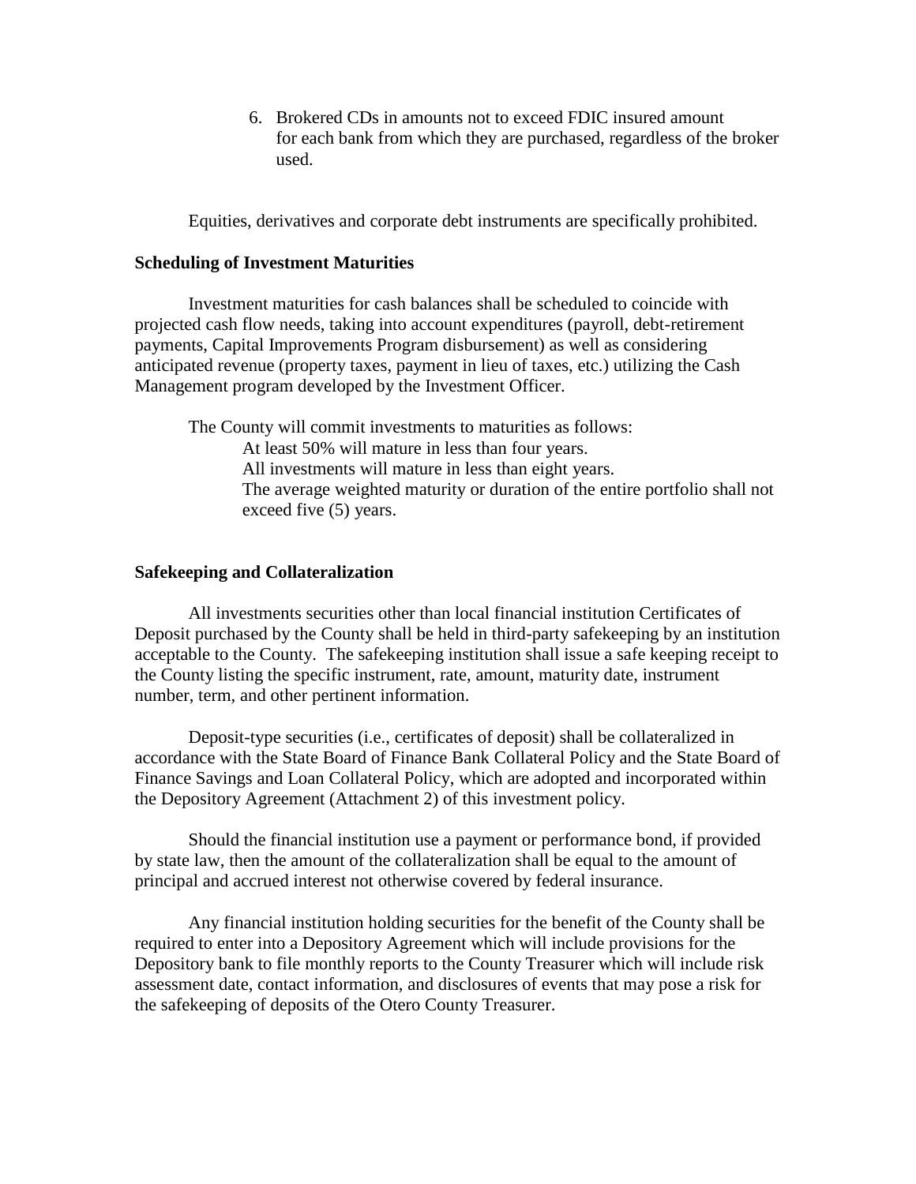6. Brokered CDs in amounts not to exceed FDIC insured amount for each bank from which they are purchased, regardless of the broker used.

Equities, derivatives and corporate debt instruments are specifically prohibited.

**Scheduling of Investment Maturities**

Investment maturities for cash balances shall be scheduled to coincide with projected cash flow needs, taking into account expenditures (payroll, debt-retirement payments, Capital Improvements Program disbursement) as well as considering anticipated revenue (property taxes, payment in lieu of taxes, etc.) utilizing the Cash Management program developed by the Investment Officer.

The County will commit investments to maturities as follows:

At least 50% will mature in less than four years.
All investments will mature in less than eight years.
The average weighted maturity or duration of the entire portfolio shall not exceed five (5) years.

**Safekeeping and Collateralization**

All investments securities other than local financial institution Certificates of Deposit purchased by the County shall be held in third-party safekeeping by an institution acceptable to the County. The safekeeping institution shall issue a safe keeping receipt to the County listing the specific instrument, rate, amount, maturity date, instrument number, term, and other pertinent information.

Deposit-type securities (i.e., certificates of deposit) shall be collateralized in accordance with the State Board of Finance Bank Collateral Policy and the State Board of Finance Savings and Loan Collateral Policy, which are adopted and incorporated within the Depository Agreement (Attachment 2) of this investment policy.

Should the financial institution use a payment or performance bond, if provided by state law, then the amount of the collateralization shall be equal to the amount of principal and accrued interest not otherwise covered by federal insurance.

Any financial institution holding securities for the benefit of the County shall be required to enter into a Depository Agreement which will include provisions for the Depository bank to file monthly reports to the County Treasurer which will include risk assessment date, contact information, and disclosures of events that may pose a risk for the safekeeping of deposits of the Otero County Treasurer.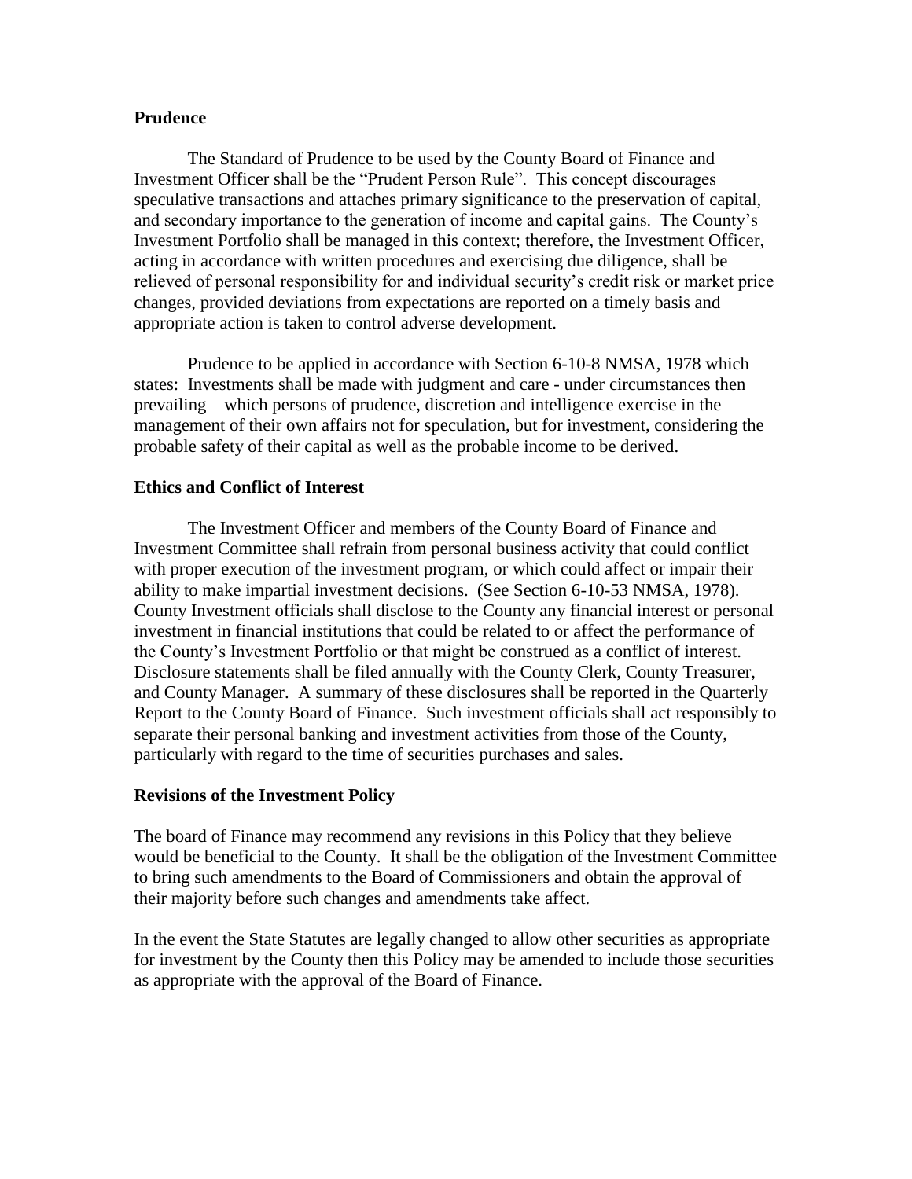**Prudence**

The Standard of Prudence to be used by the County Board of Finance and Investment Officer shall be the "Prudent Person Rule". This concept discourages speculative transactions and attaches primary significance to the preservation of capital, and secondary importance to the generation of income and capital gains. The County's Investment Portfolio shall be managed in this context; therefore, the Investment Officer, acting in accordance with written procedures and exercising due diligence, shall be relieved of personal responsibility for and individual security's credit risk or market price changes, provided deviations from expectations are reported on a timely basis and appropriate action is taken to control adverse development.

Prudence to be applied in accordance with Section 6-10-8 NMSA, 1978 which states: Investments shall be made with judgment and care - under circumstances then prevailing – which persons of prudence, discretion and intelligence exercise in the management of their own affairs not for speculation, but for investment, considering the probable safety of their capital as well as the probable income to be derived.

**Ethics and Conflict of Interest**

The Investment Officer and members of the County Board of Finance and Investment Committee shall refrain from personal business activity that could conflict with proper execution of the investment program, or which could affect or impair their ability to make impartial investment decisions. (See Section 6-10-53 NMSA, 1978). County Investment officials shall disclose to the County any financial interest or personal investment in financial institutions that could be related to or affect the performance of the County's Investment Portfolio or that might be construed as a conflict of interest. Disclosure statements shall be filed annually with the County Clerk, County Treasurer, and County Manager. A summary of these disclosures shall be reported in the Quarterly Report to the County Board of Finance. Such investment officials shall act responsibly to separate their personal banking and investment activities from those of the County, particularly with regard to the time of securities purchases and sales.

**Revisions of the Investment Policy**

The board of Finance may recommend any revisions in this Policy that they believe would be beneficial to the County. It shall be the obligation of the Investment Committee to bring such amendments to the Board of Commissioners and obtain the approval of their majority before such changes and amendments take affect.

In the event the State Statutes are legally changed to allow other securities as appropriate for investment by the County then this Policy may be amended to include those securities as appropriate with the approval of the Board of Finance.